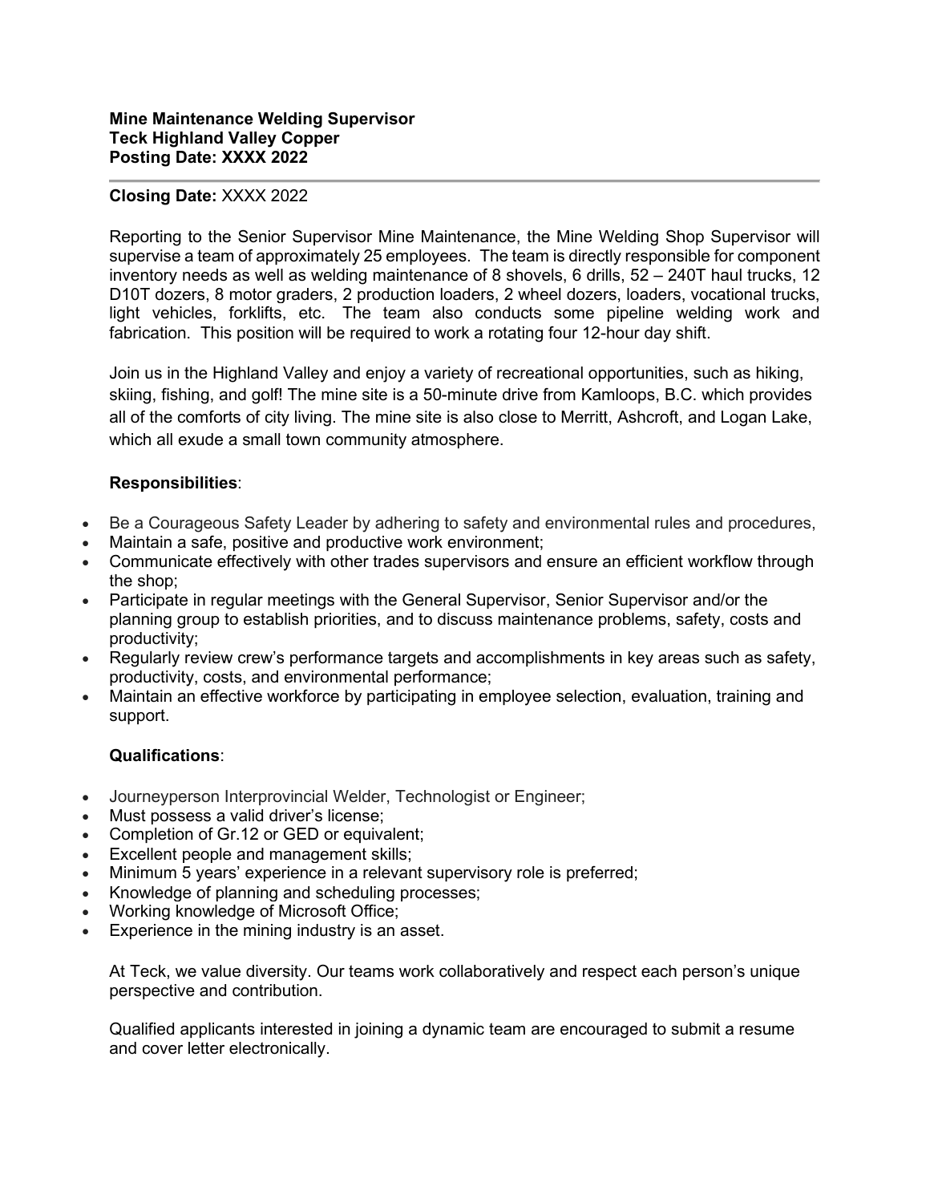**Mine Maintenance Welding Supervisor**
**Teck Highland Valley Copper**
**Posting Date: XXXX 2022**

---

**Closing Date:** XXXX 2022

Reporting to the Senior Supervisor Mine Maintenance, the Mine Welding Shop Supervisor will supervise a team of approximately 25 employees. The team is directly responsible for component inventory needs as well as welding maintenance of 8 shovels, 6 drills, 52 – 240T haul trucks, 12 D10T dozers, 8 motor graders, 2 production loaders, 2 wheel dozers, loaders, vocational trucks, light vehicles, forklifts, etc. The team also conducts some pipeline welding work and fabrication. This position will be required to work a rotating four 12-hour day shift.

Join us in the Highland Valley and enjoy a variety of recreational opportunities, such as hiking, skiing, fishing, and golf! The mine site is a 50-minute drive from Kamloops, B.C. which provides all of the comforts of city living. The mine site is also close to Merritt, Ashcroft, and Logan Lake, which all exude a small town community atmosphere.

**Responsibilities**:

- Be a Courageous Safety Leader by adhering to safety and environmental rules and procedures,
- Maintain a safe, positive and productive work environment;
- Communicate effectively with other trades supervisors and ensure an efficient workflow through the shop;
- Participate in regular meetings with the General Supervisor, Senior Supervisor and/or the planning group to establish priorities, and to discuss maintenance problems, safety, costs and productivity;
- Regularly review crew's performance targets and accomplishments in key areas such as safety, productivity, costs, and environmental performance;
- Maintain an effective workforce by participating in employee selection, evaluation, training and support.

**Qualifications**:

- Journeyperson Interprovincial Welder, Technologist or Engineer;
- Must possess a valid driver's license;
- Completion of Gr.12 or GED or equivalent;
- Excellent people and management skills;
- Minimum 5 years' experience in a relevant supervisory role is preferred;
- Knowledge of planning and scheduling processes;
- Working knowledge of Microsoft Office;
- Experience in the mining industry is an asset.

At Teck, we value diversity. Our teams work collaboratively and respect each person's unique perspective and contribution.

Qualified applicants interested in joining a dynamic team are encouraged to submit a resume and cover letter electronically.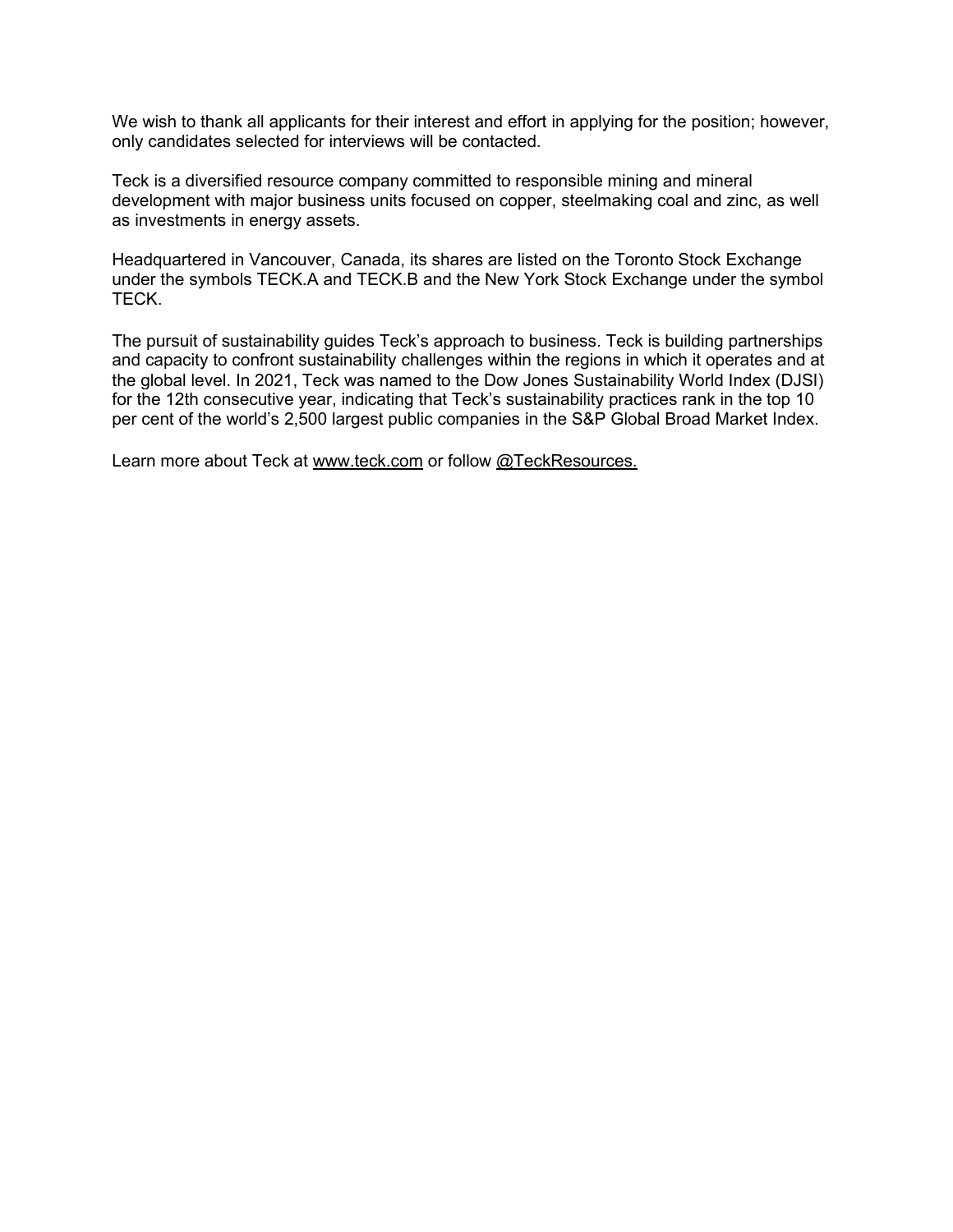We wish to thank all applicants for their interest and effort in applying for the position; however, only candidates selected for interviews will be contacted.

Teck is a diversified resource company committed to responsible mining and mineral development with major business units focused on copper, steelmaking coal and zinc, as well as investments in energy assets.

Headquartered in Vancouver, Canada, its shares are listed on the Toronto Stock Exchange under the symbols TECK.A and TECK.B and the New York Stock Exchange under the symbol TECK.

The pursuit of sustainability guides Teck's approach to business. Teck is building partnerships and capacity to confront sustainability challenges within the regions in which it operates and at the global level. In 2021, Teck was named to the Dow Jones Sustainability World Index (DJSI) for the 12th consecutive year, indicating that Teck's sustainability practices rank in the top 10 per cent of the world's 2,500 largest public companies in the S&P Global Broad Market Index.

Learn more about Teck at [www.teck.com](http://www.teck.com) or follow @TeckResources.